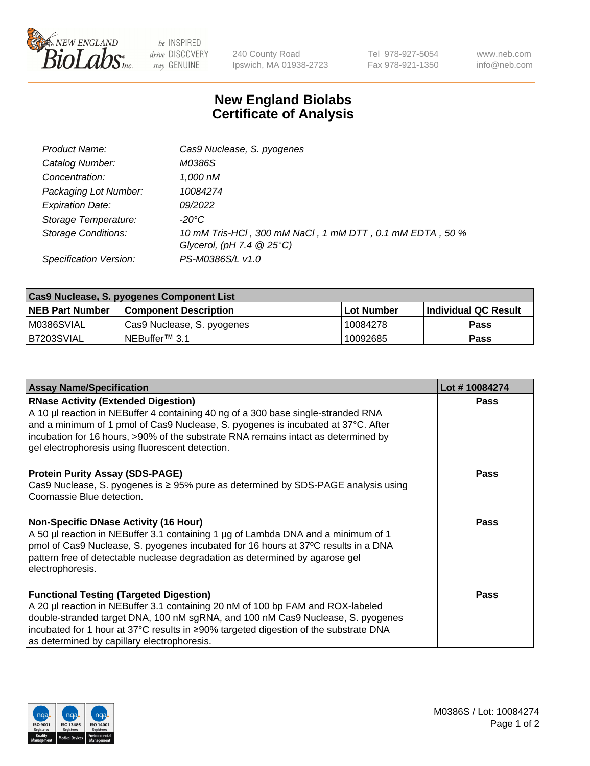# New England Biolabs Certificate of Analysis

| | |
|---|---|
| *Product Name:* | *Cas9 Nuclease, S. pyogenes* |
| *Catalog Number:* | *M0386S* |
| *Concentration:* | *1,000 nM* |
| *Packaging Lot Number:* | *10084274* |
| *Expiration Date:* | *09/2022* |
| *Storage Temperature:* | *-20°C* |
| *Storage Conditions:* | *10 mM Tris-HCl , 300 mM NaCl , 1 mM DTT , 0.1 mM EDTA , 50 % Glycerol, (pH 7.4 @ 25°C)* |
| *Specification Version:* | *PS-M0386S/L v1.0* |

| Cas9 Nuclease, S. pyogenes Component List | | | |
|---|---|---|---|
| **NEB Part Number** | **Component Description** | **Lot Number** | **Individual QC Result** |
| M0386SVIAL | Cas9 Nuclease, S. pyogenes | 10084278 | **Pass** |
| B7203SVIAL | NEBuffer™ 3.1 | 10092685 | **Pass** |

| Assay Name/Specification | Lot # 10084274 |
|---|---|
| **RNase Activity (Extended Digestion)** A 10 µl reaction in NEBuffer 4 containing 40 ng of a 300 base single-stranded RNA and a minimum of 1 pmol of Cas9 Nuclease, S. pyogenes is incubated at 37°C. After incubation for 16 hours, >90% of the substrate RNA remains intact as determined by gel electrophoresis using fluorescent detection. | **Pass** |
| **Protein Purity Assay (SDS-PAGE)** Cas9 Nuclease, S. pyogenes is ≥ 95% pure as determined by SDS-PAGE analysis using Coomassie Blue detection. | **Pass** |
| **Non-Specific DNase Activity (16 Hour)** A 50 µl reaction in NEBuffer 3.1 containing 1 µg of Lambda DNA and a minimum of 1 pmol of Cas9 Nuclease, S. pyogenes incubated for 16 hours at 37ºC results in a DNA pattern free of detectable nuclease degradation as determined by agarose gel electrophoresis. | **Pass** |
| **Functional Testing (Targeted Digestion)** A 20 µl reaction in NEBuffer 3.1 containing 20 nM of 100 bp FAM and ROX-labeled double-stranded target DNA, 100 nM sgRNA, and 100 nM Cas9 Nuclease, S. pyogenes incubated for 1 hour at 37°C results in ≥90% targeted digestion of the substrate DNA as determined by capillary electrophoresis. | **Pass** |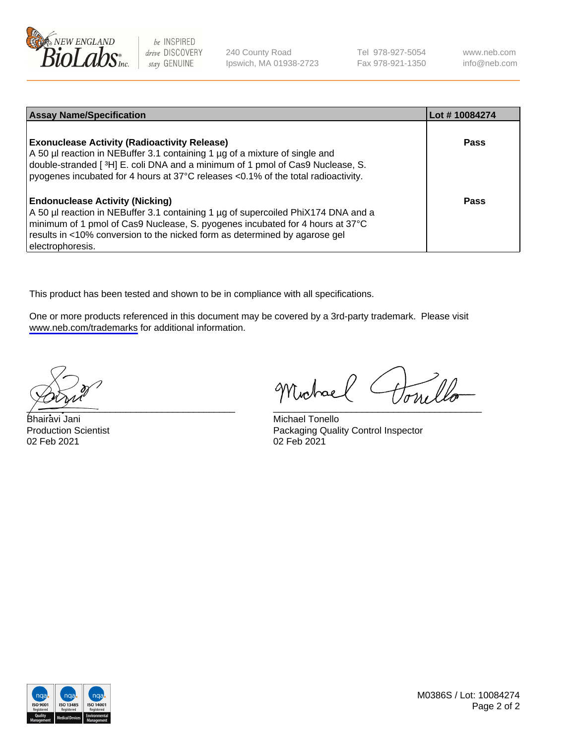| Assay Name/Specification | Lot # 10084274 |
| --- | --- |
| **Exonuclease Activity (Radioactivity Release)**<br>A 50 µl reaction in NEBuffer 3.1 containing 1 µg of a mixture of single and double-stranded [ $^3$H] E. coli DNA and a minimum of 1 pmol of Cas9 Nuclease, S. pyogenes incubated for 4 hours at 37°C releases <0.1% of the total radioactivity. | **Pass** |
| **Endonuclease Activity (Nicking)**<br>A 50 µl reaction in NEBuffer 3.1 containing 1 µg of supercoiled PhiX174 DNA and a minimum of 1 pmol of Cas9 Nuclease, S. pyogenes incubated for 4 hours at 37°C results in <10% conversion to the nicked form as determined by agarose gel electrophoresis. | **Pass** |

This product has been tested and shown to be in compliance with all specifications.

One or more products referenced in this document may be covered by a 3rd-party trademark. Please visit www.neb.com/trademarks for additional information.

Bhairavi Jani
Production Scientist
02 Feb 2021

Michael Tonello
Packaging Quality Control Inspector
02 Feb 2021

M0386S / Lot: 10084274